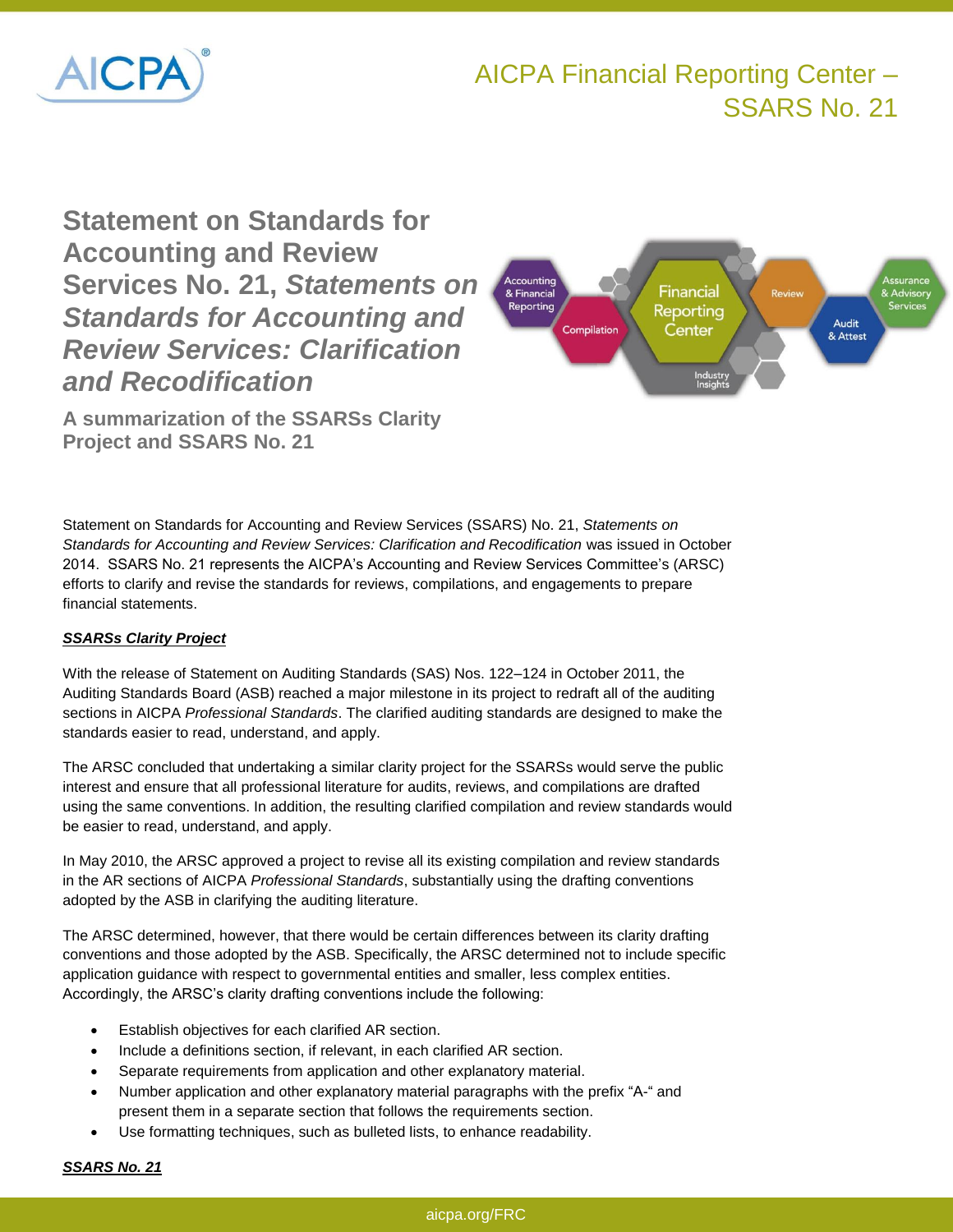# Statement on Standards for Accounting and Review Services No. 21, *Statements on Standards for Accounting and Review Services: Clarification and Recodification*

## A summarization of the SSARSs Clarity Project and SSARS No. 21

Statement on Standards for Accounting and Review Services (SSARS) No. 21, *Statements on Standards for Accounting and Review Services: Clarification and Recodification* was issued in October 2014. SSARS No. 21 represents the AICPA's Accounting and Review Services Committee's (ARSC) efforts to clarify and revise the standards for reviews, compilations, and engagements to prepare financial statements.

***SSARSs Clarity Project***

With the release of Statement on Auditing Standards (SAS) Nos. 122–124 in October 2011, the Auditing Standards Board (ASB) reached a major milestone in its project to redraft all of the auditing sections in AICPA *Professional Standards*. The clarified auditing standards are designed to make the standards easier to read, understand, and apply.

The ARSC concluded that undertaking a similar clarity project for the SSARSs would serve the public interest and ensure that all professional literature for audits, reviews, and compilations are drafted using the same conventions. In addition, the resulting clarified compilation and review standards would be easier to read, understand, and apply.

In May 2010, the ARSC approved a project to revise all its existing compilation and review standards in the AR sections of AICPA *Professional Standards*, substantially using the drafting conventions adopted by the ASB in clarifying the auditing literature.

The ARSC determined, however, that there would be certain differences between its clarity drafting conventions and those adopted by the ASB. Specifically, the ARSC determined not to include specific application guidance with respect to governmental entities and smaller, less complex entities. Accordingly, the ARSC's clarity drafting conventions include the following:

- Establish objectives for each clarified AR section.
- Include a definitions section, if relevant, in each clarified AR section.
- Separate requirements from application and other explanatory material.
- Number application and other explanatory material paragraphs with the prefix "A-" and present them in a separate section that follows the requirements section.
- Use formatting techniques, such as bulleted lists, to enhance readability.

***SSARS No. 21***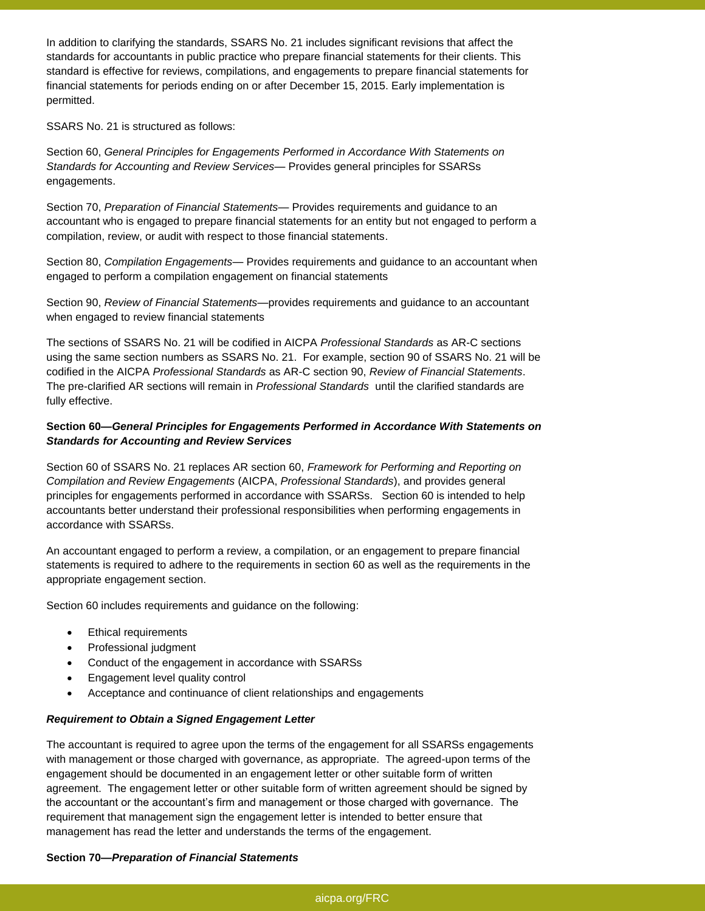In addition to clarifying the standards, SSARS No. 21 includes significant revisions that affect the standards for accountants in public practice who prepare financial statements for their clients. This standard is effective for reviews, compilations, and engagements to prepare financial statements for financial statements for periods ending on or after December 15, 2015. Early implementation is permitted.

SSARS No. 21 is structured as follows:

Section 60, *General Principles for Engagements Performed in Accordance With Statements on Standards for Accounting and Review Services*— Provides general principles for SSARSs engagements.

Section 70, *Preparation of Financial Statements*— Provides requirements and guidance to an accountant who is engaged to prepare financial statements for an entity but not engaged to perform a compilation, review, or audit with respect to those financial statements.

Section 80, *Compilation Engagements*— Provides requirements and guidance to an accountant when engaged to perform a compilation engagement on financial statements

Section 90, *Review of Financial Statements*—provides requirements and guidance to an accountant when engaged to review financial statements

The sections of SSARS No. 21 will be codified in AICPA *Professional Standards* as AR-C sections using the same section numbers as SSARS No. 21. For example, section 90 of SSARS No. 21 will be codified in the AICPA *Professional Standards* as AR-C section 90, *Review of Financial Statements*. The pre-clarified AR sections will remain in *Professional Standards* until the clarified standards are fully effective.

### Section 60—*General Principles for Engagements Performed in Accordance With Statements on Standards for Accounting and Review Services*

Section 60 of SSARS No. 21 replaces AR section 60, *Framework for Performing and Reporting on Compilation and Review Engagements* (AICPA, *Professional Standards*), and provides general principles for engagements performed in accordance with SSARSs. Section 60 is intended to help accountants better understand their professional responsibilities when performing engagements in accordance with SSARSs.

An accountant engaged to perform a review, a compilation, or an engagement to prepare financial statements is required to adhere to the requirements in section 60 as well as the requirements in the appropriate engagement section.

Section 60 includes requirements and guidance on the following:

- Ethical requirements
- Professional judgment
- Conduct of the engagement in accordance with SSARSs
- Engagement level quality control
- Acceptance and continuance of client relationships and engagements

#### *Requirement to Obtain a Signed Engagement Letter*

The accountant is required to agree upon the terms of the engagement for all SSARSs engagements with management or those charged with governance, as appropriate. The agreed-upon terms of the engagement should be documented in an engagement letter or other suitable form of written agreement. The engagement letter or other suitable form of written agreement should be signed by the accountant or the accountant's firm and management or those charged with governance. The requirement that management sign the engagement letter is intended to better ensure that management has read the letter and understands the terms of the engagement.

### Section 70—*Preparation of Financial Statements*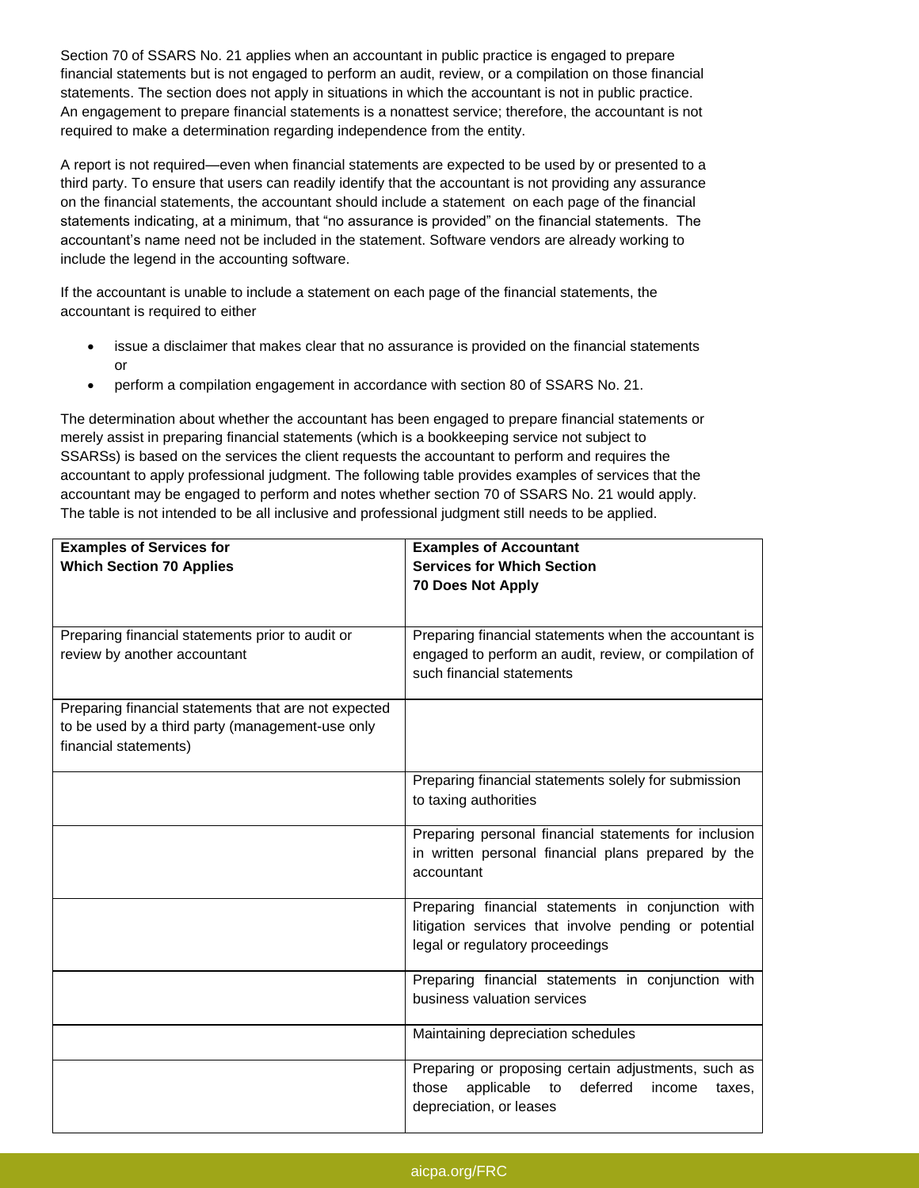Section 70 of SSARS No. 21 applies when an accountant in public practice is engaged to prepare financial statements but is not engaged to perform an audit, review, or a compilation on those financial statements. The section does not apply in situations in which the accountant is not in public practice. An engagement to prepare financial statements is a nonattest service; therefore, the accountant is not required to make a determination regarding independence from the entity.

A report is not required—even when financial statements are expected to be used by or presented to a third party. To ensure that users can readily identify that the accountant is not providing any assurance on the financial statements, the accountant should include a statement on each page of the financial statements indicating, at a minimum, that "no assurance is provided" on the financial statements. The accountant's name need not be included in the statement. Software vendors are already working to include the legend in the accounting software.

If the accountant is unable to include a statement on each page of the financial statements, the accountant is required to either

- issue a disclaimer that makes clear that no assurance is provided on the financial statements or
- perform a compilation engagement in accordance with section 80 of SSARS No. 21.

The determination about whether the accountant has been engaged to prepare financial statements or merely assist in preparing financial statements (which is a bookkeeping service not subject to SSARSs) is based on the services the client requests the accountant to perform and requires the accountant to apply professional judgment. The following table provides examples of services that the accountant may be engaged to perform and notes whether section 70 of SSARS No. 21 would apply. The table is not intended to be all inclusive and professional judgment still needs to be applied.

| **Examples of Services for Which Section 70 Applies** | **Examples of Accountant Services for Which Section 70 Does Not Apply** |
|---|---|
| Preparing financial statements prior to audit or review by another accountant | Preparing financial statements when the accountant is engaged to perform an audit, review, or compilation of such financial statements |
| Preparing financial statements that are not expected to be used by a third party (management-use only financial statements) | |
| | Preparing financial statements solely for submission to taxing authorities |
| | Preparing personal financial statements for inclusion in written personal financial plans prepared by the accountant |
| | Preparing financial statements in conjunction with litigation services that involve pending or potential legal or regulatory proceedings |
| | Preparing financial statements in conjunction with business valuation services |
| | Maintaining depreciation schedules |
| | Preparing or proposing certain adjustments, such as those applicable to deferred income taxes, depreciation, or leases |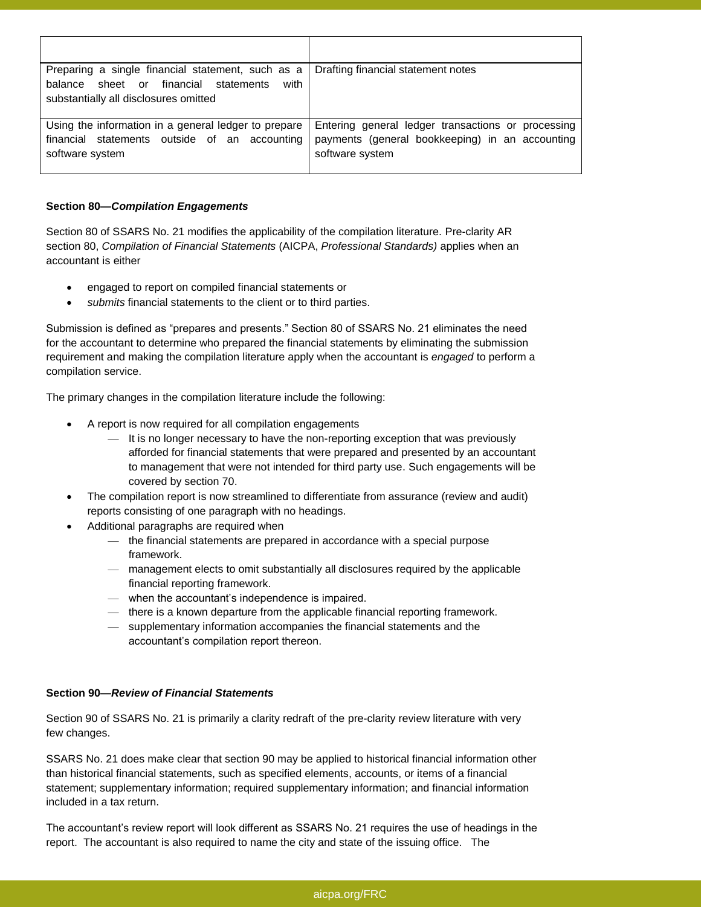| | |
|---|---|
| Preparing a single financial statement, such as a balance sheet or financial statements with substantially all disclosures omitted | Drafting financial statement notes |
| Using the information in a general ledger to prepare financial statements outside of an accounting software system | Entering general ledger transactions or processing payments (general bookkeeping) in an accounting software system |

**Section 80—*Compilation Engagements***

Section 80 of SSARS No. 21 modifies the applicability of the compilation literature. Pre-clarity AR section 80, *Compilation of Financial Statements* (AICPA, *Professional Standards)* applies when an accountant is either

- engaged to report on compiled financial statements or
- *submits* financial statements to the client or to third parties.

Submission is defined as "prepares and presents." Section 80 of SSARS No. 21 eliminates the need for the accountant to determine who prepared the financial statements by eliminating the submission requirement and making the compilation literature apply when the accountant is *engaged* to perform a compilation service.

The primary changes in the compilation literature include the following:

- A report is now required for all compilation engagements
  - It is no longer necessary to have the non-reporting exception that was previously afforded for financial statements that were prepared and presented by an accountant to management that were not intended for third party use. Such engagements will be covered by section 70.
- The compilation report is now streamlined to differentiate from assurance (review and audit) reports consisting of one paragraph with no headings.
- Additional paragraphs are required when
  - the financial statements are prepared in accordance with a special purpose framework.
  - management elects to omit substantially all disclosures required by the applicable financial reporting framework.
  - when the accountant's independence is impaired.
  - there is a known departure from the applicable financial reporting framework.
  - supplementary information accompanies the financial statements and the accountant's compilation report thereon.

**Section 90—*Review of Financial Statements***

Section 90 of SSARS No. 21 is primarily a clarity redraft of the pre-clarity review literature with very few changes.

SSARS No. 21 does make clear that section 90 may be applied to historical financial information other than historical financial statements, such as specified elements, accounts, or items of a financial statement; supplementary information; required supplementary information; and financial information included in a tax return.

The accountant's review report will look different as SSARS No. 21 requires the use of headings in the report. The accountant is also required to name the city and state of the issuing office. The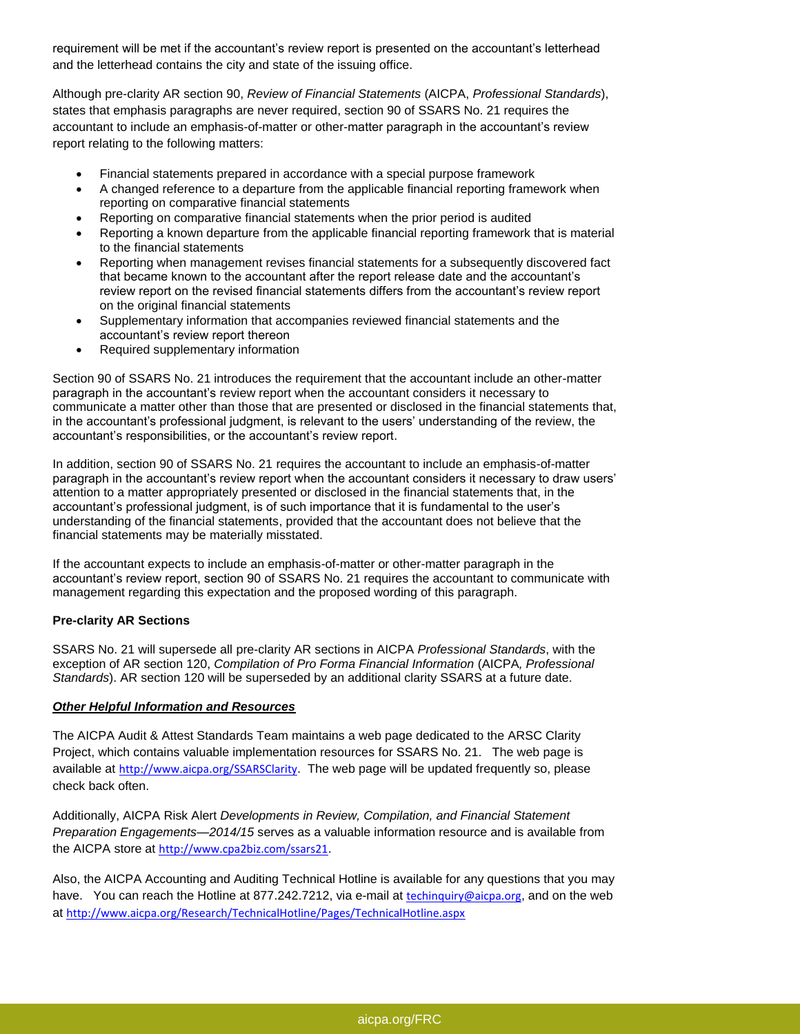requirement will be met if the accountant's review report is presented on the accountant's letterhead and the letterhead contains the city and state of the issuing office.

Although pre-clarity AR section 90, *Review of Financial Statements* (AICPA, *Professional Standards*), states that emphasis paragraphs are never required, section 90 of SSARS No. 21 requires the accountant to include an emphasis-of-matter or other-matter paragraph in the accountant's review report relating to the following matters:

- Financial statements prepared in accordance with a special purpose framework
- A changed reference to a departure from the applicable financial reporting framework when reporting on comparative financial statements
- Reporting on comparative financial statements when the prior period is audited
- Reporting a known departure from the applicable financial reporting framework that is material to the financial statements
- Reporting when management revises financial statements for a subsequently discovered fact that became known to the accountant after the report release date and the accountant's review report on the revised financial statements differs from the accountant's review report on the original financial statements
- Supplementary information that accompanies reviewed financial statements and the accountant's review report thereon
- Required supplementary information

Section 90 of SSARS No. 21 introduces the requirement that the accountant include an other-matter paragraph in the accountant's review report when the accountant considers it necessary to communicate a matter other than those that are presented or disclosed in the financial statements that, in the accountant's professional judgment, is relevant to the users' understanding of the review, the accountant's responsibilities, or the accountant's review report.

In addition, section 90 of SSARS No. 21 requires the accountant to include an emphasis-of-matter paragraph in the accountant's review report when the accountant considers it necessary to draw users' attention to a matter appropriately presented or disclosed in the financial statements that, in the accountant's professional judgment, is of such importance that it is fundamental to the user's understanding of the financial statements, provided that the accountant does not believe that the financial statements may be materially misstated.

If the accountant expects to include an emphasis-of-matter or other-matter paragraph in the accountant's review report, section 90 of SSARS No. 21 requires the accountant to communicate with management regarding this expectation and the proposed wording of this paragraph.

**Pre-clarity AR Sections**

SSARS No. 21 will supersede all pre-clarity AR sections in AICPA *Professional Standards*, with the exception of AR section 120, *Compilation of Pro Forma Financial Information* (AICPA*, Professional Standards*). AR section 120 will be superseded by an additional clarity SSARS at a future date.

***Other Helpful Information and Resources***

The AICPA Audit & Attest Standards Team maintains a web page dedicated to the ARSC Clarity Project, which contains valuable implementation resources for SSARS No. 21. The web page is available at http://www.aicpa.org/SSARSClarity. The web page will be updated frequently so, please check back often.

Additionally, AICPA Risk Alert *Developments in Review, Compilation, and Financial Statement Preparation Engagements—2014/15* serves as a valuable information resource and is available from the AICPA store at http://www.cpa2biz.com/ssars21.

Also, the AICPA Accounting and Auditing Technical Hotline is available for any questions that you may have. You can reach the Hotline at 877.242.7212, via e-mail at techinquiry@aicpa.org, and on the web at http://www.aicpa.org/Research/TechnicalHotline/Pages/TechnicalHotline.aspx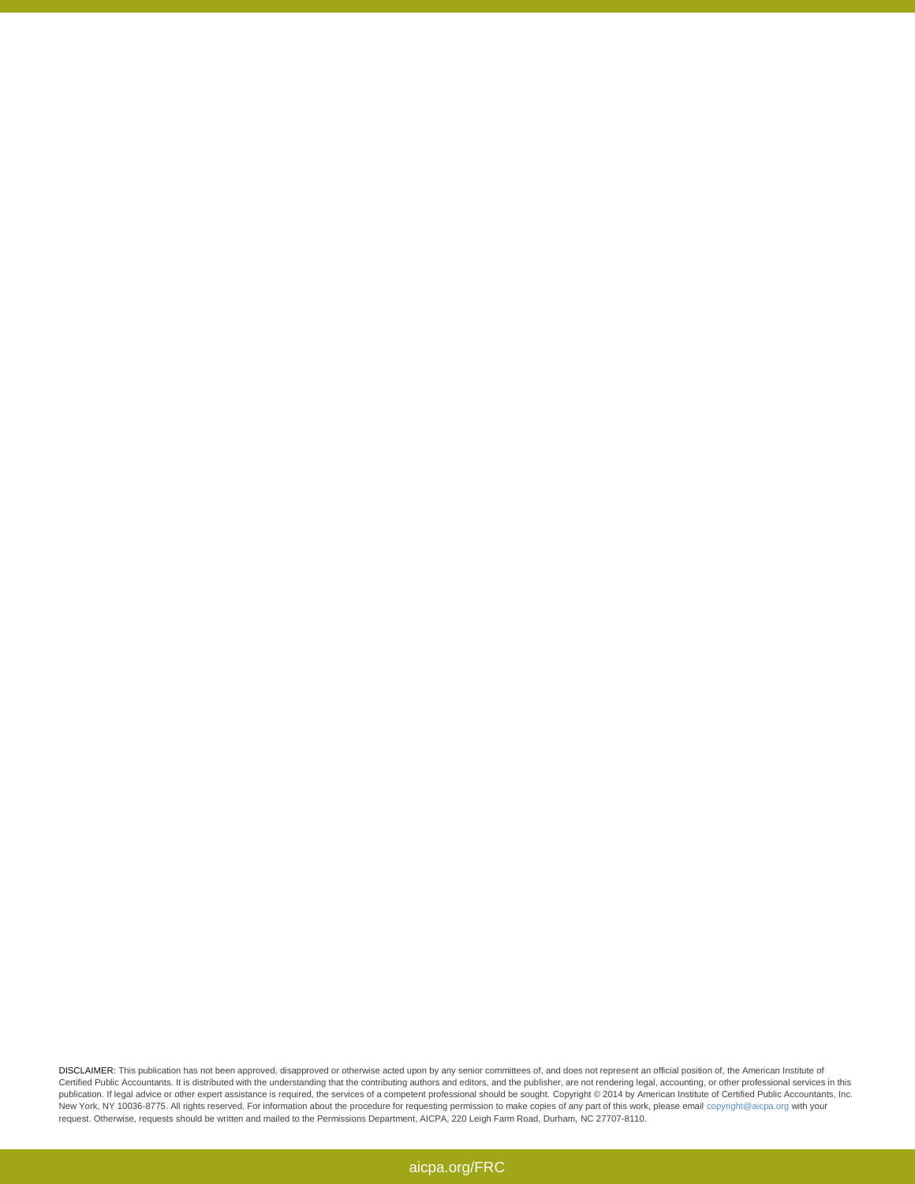DISCLAIMER: This publication has not been approved, disapproved or otherwise acted upon by any senior committees of, and does not represent an official position of, the American Institute of Certified Public Accountants. It is distributed with the understanding that the contributing authors and editors, and the publisher, are not rendering legal, accounting, or other professional services in this publication. If legal advice or other expert assistance is required, the services of a competent professional should be sought. Copyright © 2014 by American Institute of Certified Public Accountants, Inc. New York, NY 10036-8775. All rights reserved. For information about the procedure for requesting permission to make copies of any part of this work, please email copyright@aicpa.org with your request. Otherwise, requests should be written and mailed to the Permissions Department, AICPA, 220 Leigh Farm Road, Durham, NC 27707-8110.

aicpa.org/FRC